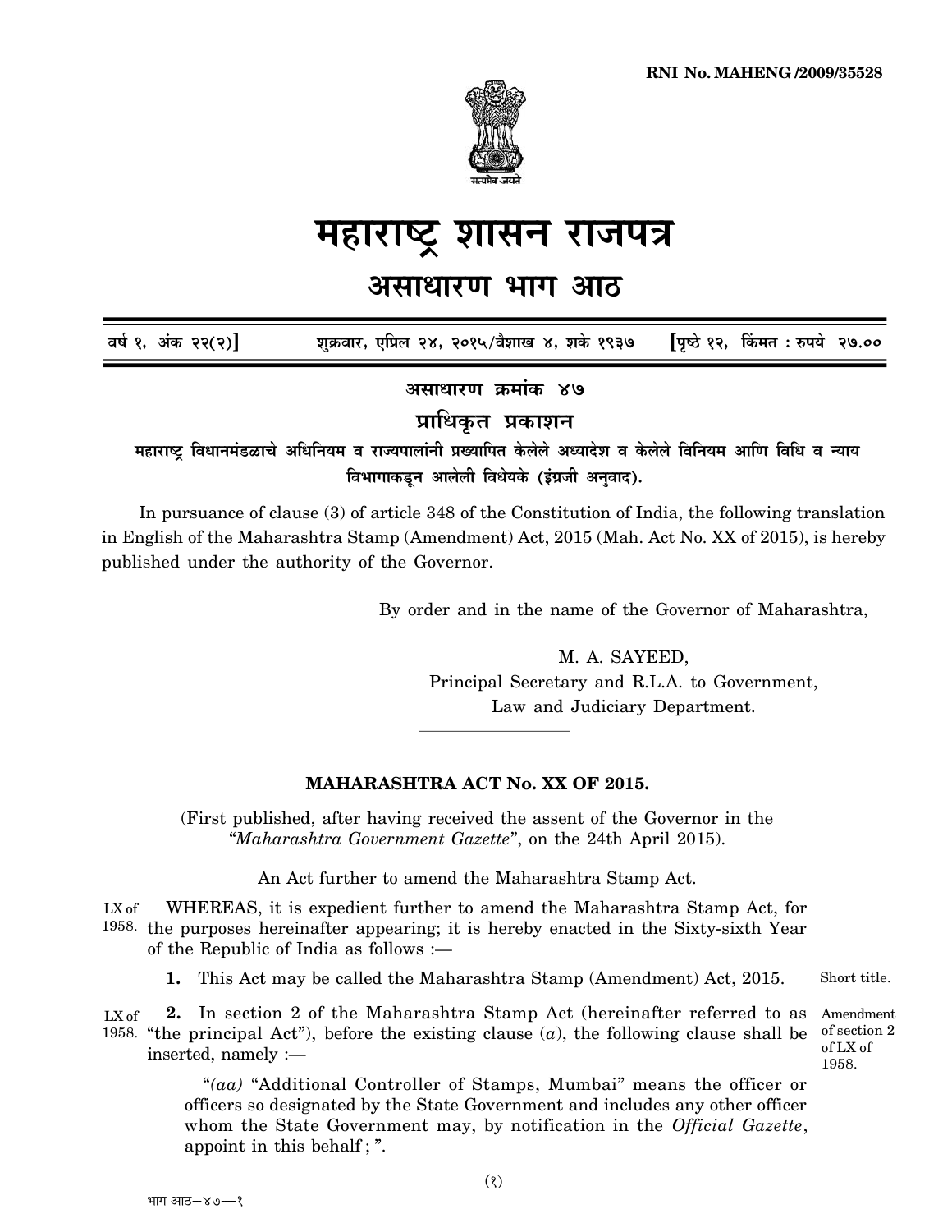RNI No. MAHENG /2009/35528

# महाराष्ट्र शासन राजपत्र

## असाधारण भाग आठ

वर्ष १, अंक २२(२)] शुक्रवार, एप्रिल २४, २०१५/वैशाख ४, शके १९३७ [पृष्ठे १२, किंमत : रुपये २७.००

**असाधारण क्रमांक ४७**

**प्राधिकृत प्रकाशन**

**महाराष्ट्र विधानमंडळाचे अधिनियम व राज्यपालांनी प्रख्यापित केलेले अध्यादेश व केलेले विनियम आणि विधि व न्याय विभागाकडून आलेली विधेयके (इंग्रजी अनुवाद).**

In pursuance of clause (3) of article 348 of the Constitution of India, the following translation in English of the Maharashtra Stamp (Amendment) Act, 2015 (Mah. Act No. XX of 2015), is hereby published under the authority of the Governor.

By order and in the name of the Governor of Maharashtra,

M. A. SAYEED,
Principal Secretary and R.L.A. to Government,
Law and Judiciary Department.

---

### MAHARASHTRA ACT No. XX OF 2015.

(First published, after having received the assent of the Governor in the "*Maharashtra Government Gazette*", on the 24th April 2015).

An Act further to amend the Maharashtra Stamp Act.

LX of 1958. WHEREAS, it is expedient further to amend the Maharashtra Stamp Act, for the purposes hereinafter appearing; it is hereby enacted in the Sixty-sixth Year of the Republic of India as follows :—

Short title.

**1.** This Act may be called the Maharashtra Stamp (Amendment) Act, 2015.

Amendment of section 2 of LX of 1958.

LX of 1958. **2.** In section 2 of the Maharashtra Stamp Act (hereinafter referred to as "the principal Act"), before the existing clause (*a*), the following clause shall be inserted, namely :—

"*(aa)* "Additional Controller of Stamps, Mumbai" means the officer or officers so designated by the State Government and includes any other officer whom the State Government may, by notification in the *Official Gazette*, appoint in this behalf ; ".

भाग आठ—४७—१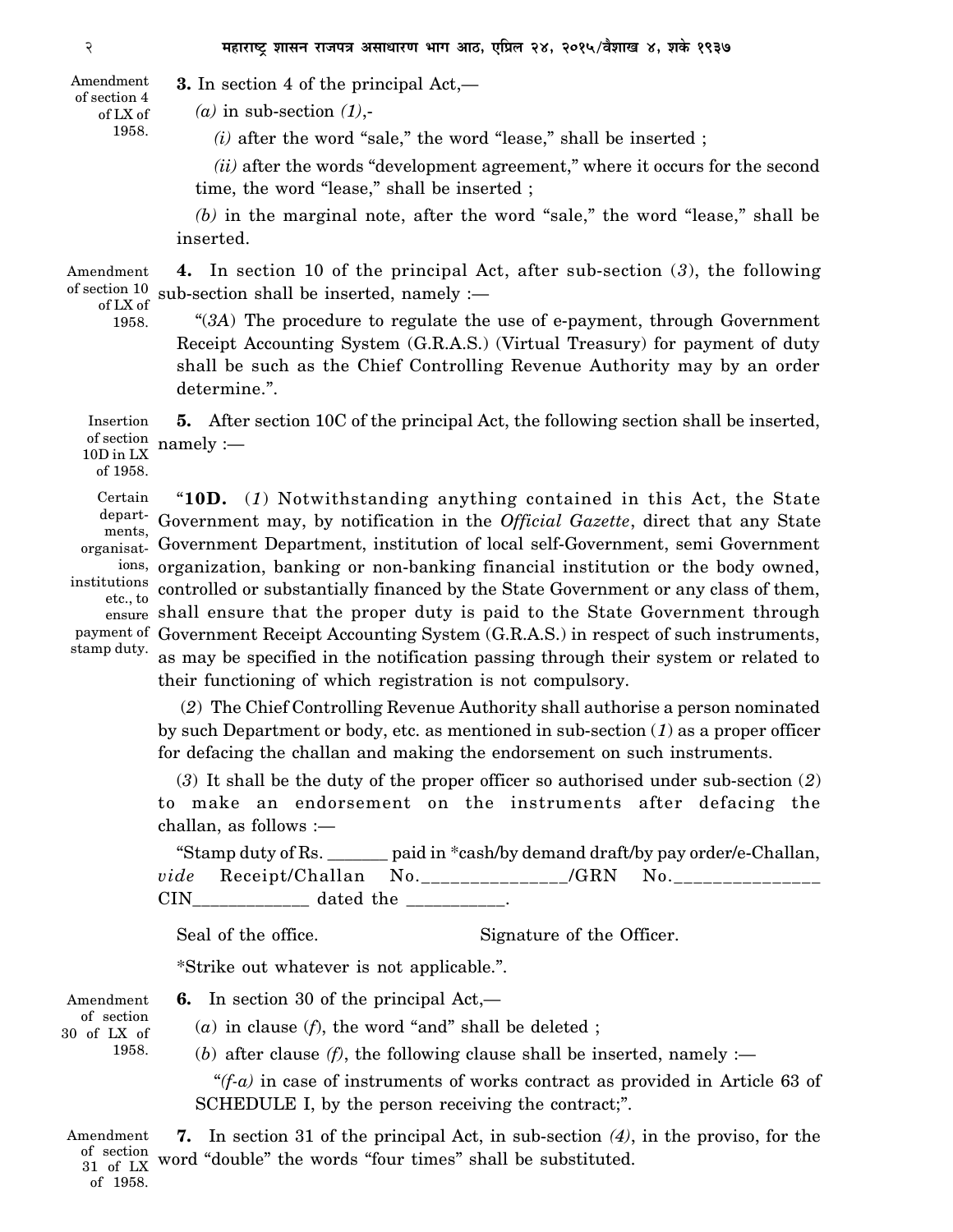3. In section 4 of the principal Act,—

Amendment of section 4 of LX of 1958.

*(a)* in sub-section *(1)*,-

*(i)* after the word "sale," the word "lease," shall be inserted ;

*(ii)* after the words "development agreement," where it occurs for the second time, the word "lease," shall be inserted ;

*(b)* in the marginal note, after the word "sale," the word "lease," shall be inserted.

Amendment of section 10 of LX of 1958.

4. In section 10 of the principal Act, after sub-section (*3*), the following sub-section shall be inserted, namely :—

"(*3A*) The procedure to regulate the use of e-payment, through Government Receipt Accounting System (G.R.A.S.) (Virtual Treasury) for payment of duty shall be such as the Chief Controlling Revenue Authority may by an order determine.".

Insertion of section 10D in LX of 1958.

5. After section 10C of the principal Act, the following section shall be inserted, namely :—

Certain departments, organisations, institutions etc., to ensure payment of stamp duty.

"**10D.** (*1*) Notwithstanding anything contained in this Act, the State Government may, by notification in the *Official Gazette*, direct that any State Government Department, institution of local self-Government, semi Government organization, banking or non-banking financial institution or the body owned, controlled or substantially financed by the State Government or any class of them, shall ensure that the proper duty is paid to the State Government through Government Receipt Accounting System (G.R.A.S.) in respect of such instruments, as may be specified in the notification passing through their system or related to their functioning of which registration is not compulsory.

(*2*) The Chief Controlling Revenue Authority shall authorise a person nominated by such Department or body, etc. as mentioned in sub-section (*1*) as a proper officer for defacing the challan and making the endorsement on such instruments.

(*3*) It shall be the duty of the proper officer so authorised under sub-section (*2*) to make an endorsement on the instruments after defacing the challan, as follows :—

"Stamp duty of Rs. _______ paid in *cash/by demand draft/by pay order/e-Challan, *vide* Receipt/Challan No.________________/GRN No.________________ CIN_____________ dated the ___________.

Seal of the office. Signature of the Officer.

*Strike out whatever is not applicable.".

Amendment of section 30 of LX of 1958.

6. In section 30 of the principal Act,—

(*a*) in clause (*f*), the word "and" shall be deleted ;

(*b*) after clause *(f)*, the following clause shall be inserted, namely :—

"*(f-a)* in case of instruments of works contract as provided in Article 63 of SCHEDULE I, by the person receiving the contract;".

Amendment of section 31 of LX of 1958.

7. In section 31 of the principal Act, in sub-section *(4)*, in the proviso, for the word "double" the words "four times" shall be substituted.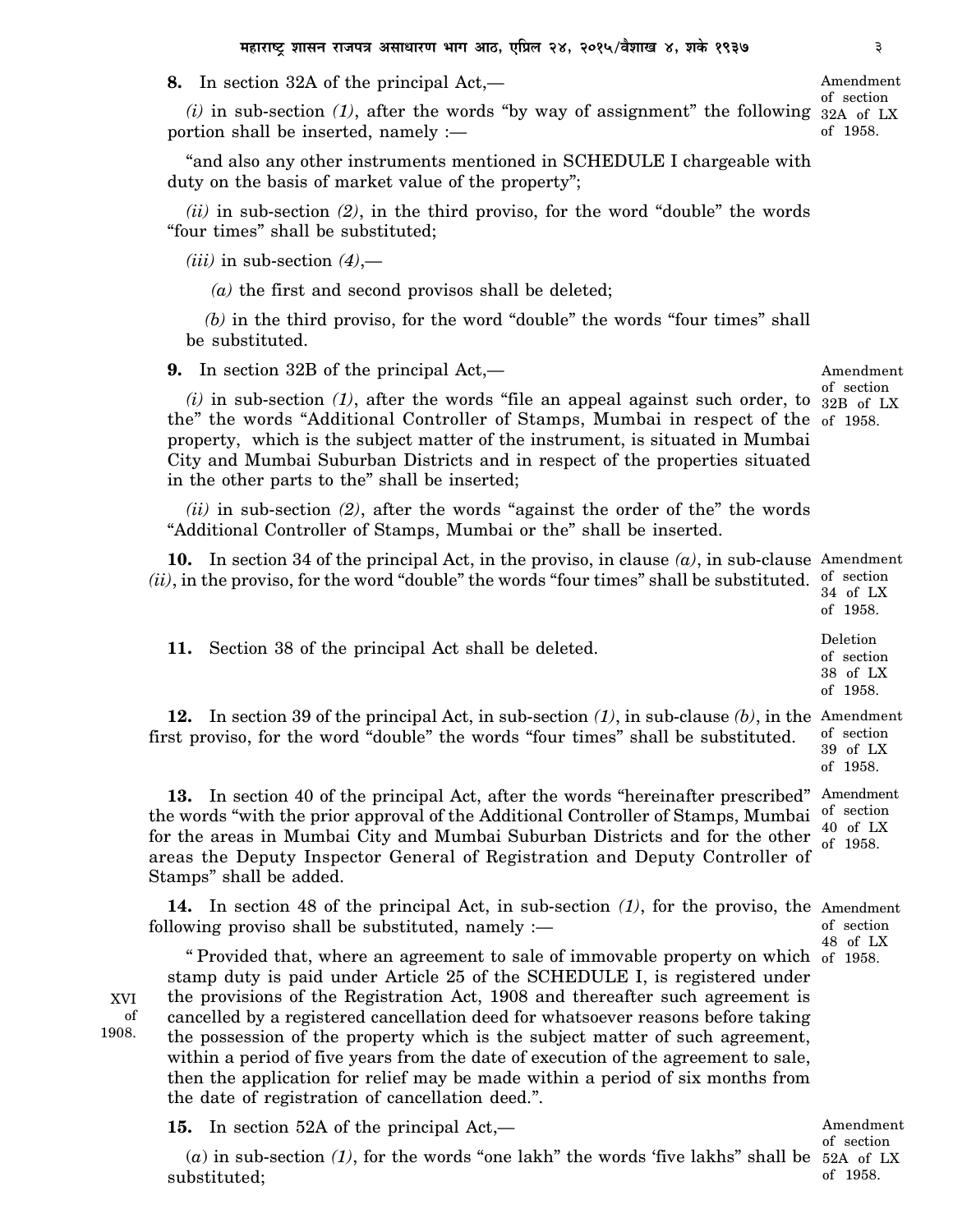**8.** In section 32A of the principal Act,— *Amendment of section 32A of LX of 1958.*

*(i)* in sub-section *(1)*, after the words "by way of assignment" the following portion shall be inserted, namely :—

"and also any other instruments mentioned in SCHEDULE I chargeable with duty on the basis of market value of the property";

*(ii)* in sub-section *(2)*, in the third proviso, for the word "double" the words "four times" shall be substituted;

*(iii)* in sub-section *(4)*,—

*(a)* the first and second provisos shall be deleted;

*(b)* in the third proviso, for the word "double" the words "four times" shall be substituted.

**9.** In section 32B of the principal Act,— *Amendment of section 32B of LX of 1958.*

*(i)* in sub-section *(1)*, after the words "file an appeal against such order, to the" the words "Additional Controller of Stamps, Mumbai in respect of the property, which is the subject matter of the instrument, is situated in Mumbai City and Mumbai Suburban Districts and in respect of the properties situated in the other parts to the" shall be inserted;

*(ii)* in sub-section *(2)*, after the words "against the order of the" the words "Additional Controller of Stamps, Mumbai or the" shall be inserted.

**10.** In section 34 of the principal Act, in the proviso, in clause *(a)*, in sub-clause *(ii)*, in the proviso, for the word "double" the words "four times" shall be substituted. *Amendment of section 34 of LX of 1958.*

**11.** Section 38 of the principal Act shall be deleted. *Deletion of section 38 of LX of 1958.*

**12.** In section 39 of the principal Act, in sub-section *(1)*, in sub-clause *(b)*, in the first proviso, for the word "double" the words "four times" shall be substituted. *Amendment of section 39 of LX of 1958.*

**13.** In section 40 of the principal Act, after the words "hereinafter prescribed" the words "with the prior approval of the Additional Controller of Stamps, Mumbai for the areas in Mumbai City and Mumbai Suburban Districts and for the other areas the Deputy Inspector General of Registration and Deputy Controller of Stamps" shall be added. *Amendment of section 40 of LX of 1958.*

**14.** In section 48 of the principal Act, in sub-section *(1)*, for the proviso, the following proviso shall be substituted, namely :— *Amendment of section 48 of LX of 1958.*

" Provided that, where an agreement to sale of immovable property on which stamp duty is paid under Article 25 of the SCHEDULE I, is registered under the provisions of the Registration Act, 1908 and thereafter such agreement is cancelled by a registered cancellation deed for whatsoever reasons before taking the possession of the property which is the subject matter of such agreement, within a period of five years from the date of execution of the agreement to sale, then the application for relief may be made within a period of six months from the date of registration of cancellation deed.". *XVI of 1908.*

**15.** In section 52A of the principal Act,— *Amendment of section 52A of LX of 1958.*

(*a*) in sub-section *(1)*, for the words "one lakh" the words 'five lakhs" shall be substituted;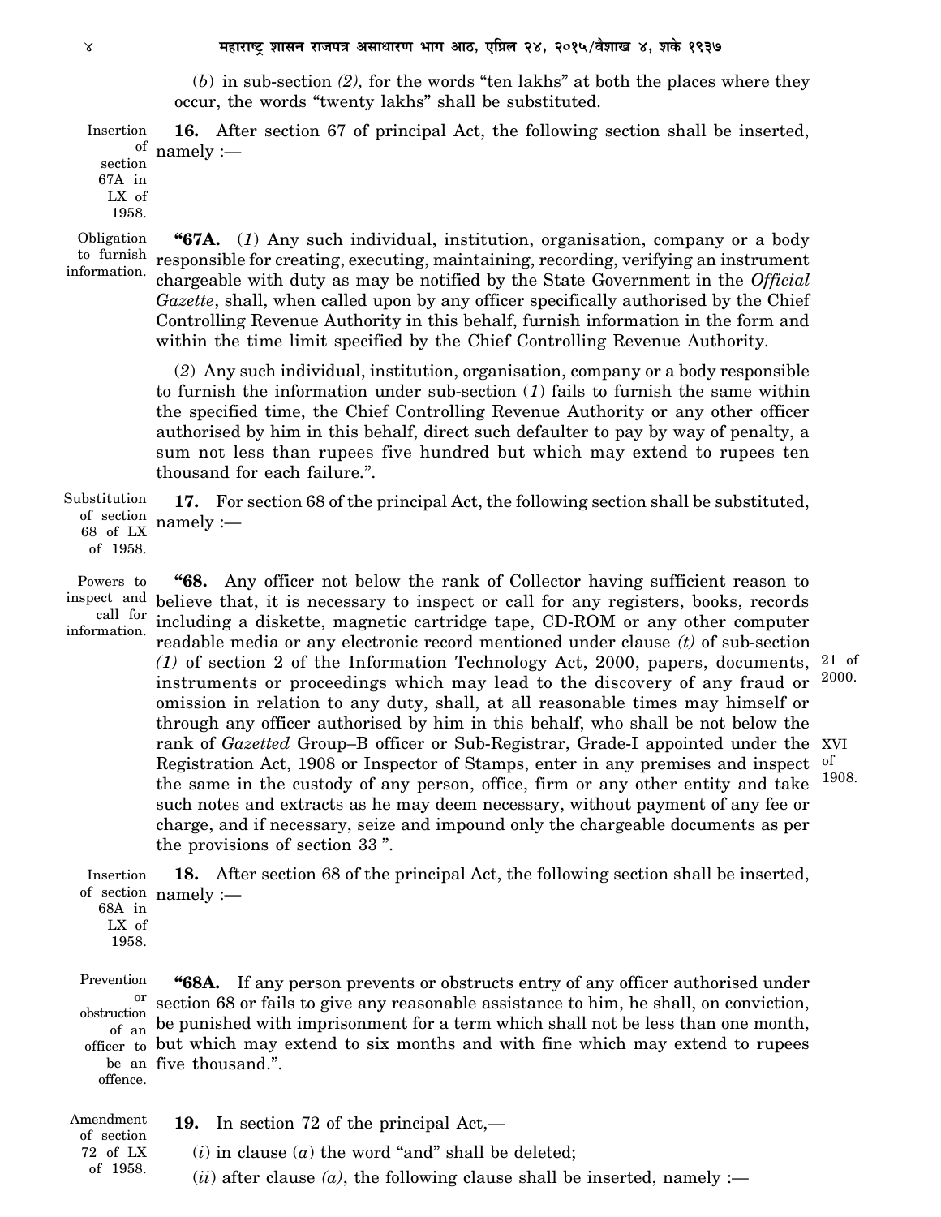(*b*) in sub-section *(2),* for the words "ten lakhs" at both the places where they occur, the words "twenty lakhs" shall be substituted.

Insertion of section 67A in LX of 1958.

**16.** After section 67 of principal Act, the following section shall be inserted, namely :—

Obligation to furnish information.

**"67A.** (*1*) Any such individual, institution, organisation, company or a body responsible for creating, executing, maintaining, recording, verifying an instrument chargeable with duty as may be notified by the State Government in the *Official Gazette*, shall, when called upon by any officer specifically authorised by the Chief Controlling Revenue Authority in this behalf, furnish information in the form and within the time limit specified by the Chief Controlling Revenue Authority.

(*2*) Any such individual, institution, organisation, company or a body responsible to furnish the information under sub-section (*1*) fails to furnish the same within the specified time, the Chief Controlling Revenue Authority or any other officer authorised by him in this behalf, direct such defaulter to pay by way of penalty, a sum not less than rupees five hundred but which may extend to rupees ten thousand for each failure.".

Substitution of section 68 of LX of 1958.

**17.** For section 68 of the principal Act, the following section shall be substituted, namely :—

Powers to inspect and call for information.

**"68.** Any officer not below the rank of Collector having sufficient reason to believe that, it is necessary to inspect or call for any registers, books, records including a diskette, magnetic cartridge tape, CD-ROM or any other computer readable media or any electronic record mentioned under clause *(t)* of sub-section *(1)* of section 2 of the Information Technology Act, 2000, papers, documents, instruments or proceedings which may lead to the discovery of any fraud or omission in relation to any duty, shall, at all reasonable times may himself or through any officer authorised by him in this behalf, who shall be not below the rank of *Gazetted* Group–B officer or Sub-Registrar, Grade-I appointed under the Registration Act, 1908 or Inspector of Stamps, enter in any premises and inspect the same in the custody of any person, office, firm or any other entity and take such notes and extracts as he may deem necessary, without payment of any fee or charge, and if necessary, seize and impound only the chargeable documents as per the provisions of section 33 ".

21 of 2000.

XVI of 1908.

Insertion of section 68A in LX of 1958.

**18.** After section 68 of the principal Act, the following section shall be inserted, namely :—

Prevention or obstruction of an officer to be an offence.

**"68A.** If any person prevents or obstructs entry of any officer authorised under section 68 or fails to give any reasonable assistance to him, he shall, on conviction, be punished with imprisonment for a term which shall not be less than one month, but which may extend to six months and with fine which may extend to rupees five thousand.".

Amendment of section 72 of LX of 1958.

**19.** In section 72 of the principal Act,—

(*i*) in clause (*a*) the word "and" shall be deleted;

(*ii*) after clause *(a)*, the following clause shall be inserted, namely :—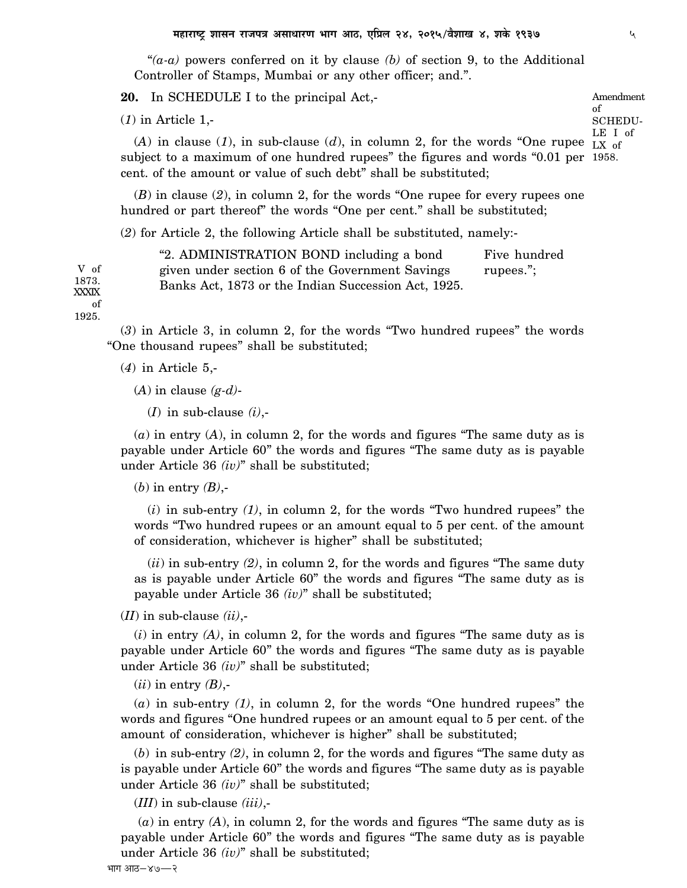"*(a-a)* powers conferred on it by clause *(b)* of section 9, to the Additional Controller of Stamps, Mumbai or any other officer; and.".

**20.** In SCHEDULE I to the principal Act,-

Amendment of SCHEDULE I of LX of 1958.

(*1*) in Article 1,-

(*A*) in clause (*1*), in sub-clause (*d*), in column 2, for the words "One rupee subject to a maximum of one hundred rupees" the figures and words "0.01 per cent. of the amount or value of such debt" shall be substituted;

(*B*) in clause (*2*), in column 2, for the words "One rupee for every rupees one hundred or part thereof" the words "One per cent." shall be substituted;

(*2*) for Article 2, the following Article shall be substituted, namely:-

V of 1873. XXXIX of 1925.

| | |
|---|---|
| "2. ADMINISTRATION BOND including a bond given under section 6 of the Government Savings Banks Act, 1873 or the Indian Succession Act, 1925. | Five hundred rupees."; |

(*3*) in Article 3, in column 2, for the words "Two hundred rupees" the words "One thousand rupees" shall be substituted;

(*4*) in Article 5,-

(*A*) in clause *(g-d)*-

(*I*) in sub-clause *(i)*,-

(*a*) in entry (*A*), in column 2, for the words and figures "The same duty as is payable under Article 60" the words and figures "The same duty as is payable under Article 36 *(iv)*" shall be substituted;

(*b*) in entry *(B)*,-

(*i*) in sub-entry *(1)*, in column 2, for the words "Two hundred rupees" the words "Two hundred rupees or an amount equal to 5 per cent. of the amount of consideration, whichever is higher" shall be substituted;

(*ii*) in sub-entry *(2)*, in column 2, for the words and figures "The same duty as is payable under Article 60" the words and figures "The same duty as is payable under Article 36 *(iv)*" shall be substituted;

(*II*) in sub-clause *(ii)*,-

(*i*) in entry *(A)*, in column 2, for the words and figures "The same duty as is payable under Article 60" the words and figures "The same duty as is payable under Article 36 *(iv)*" shall be substituted;

(*ii*) in entry *(B)*,-

(*a*) in sub-entry *(1)*, in column 2, for the words "One hundred rupees" the words and figures "One hundred rupees or an amount equal to 5 per cent. of the amount of consideration, whichever is higher" shall be substituted;

(*b*) in sub-entry *(2)*, in column 2, for the words and figures "The same duty as is payable under Article 60" the words and figures "The same duty as is payable under Article 36 *(iv)*" shall be substituted;

(*III*) in sub-clause *(iii)*,-

(*a*) in entry *(A)*, in column 2, for the words and figures "The same duty as is payable under Article 60" the words and figures "The same duty as is payable under Article 36 *(iv)*" shall be substituted;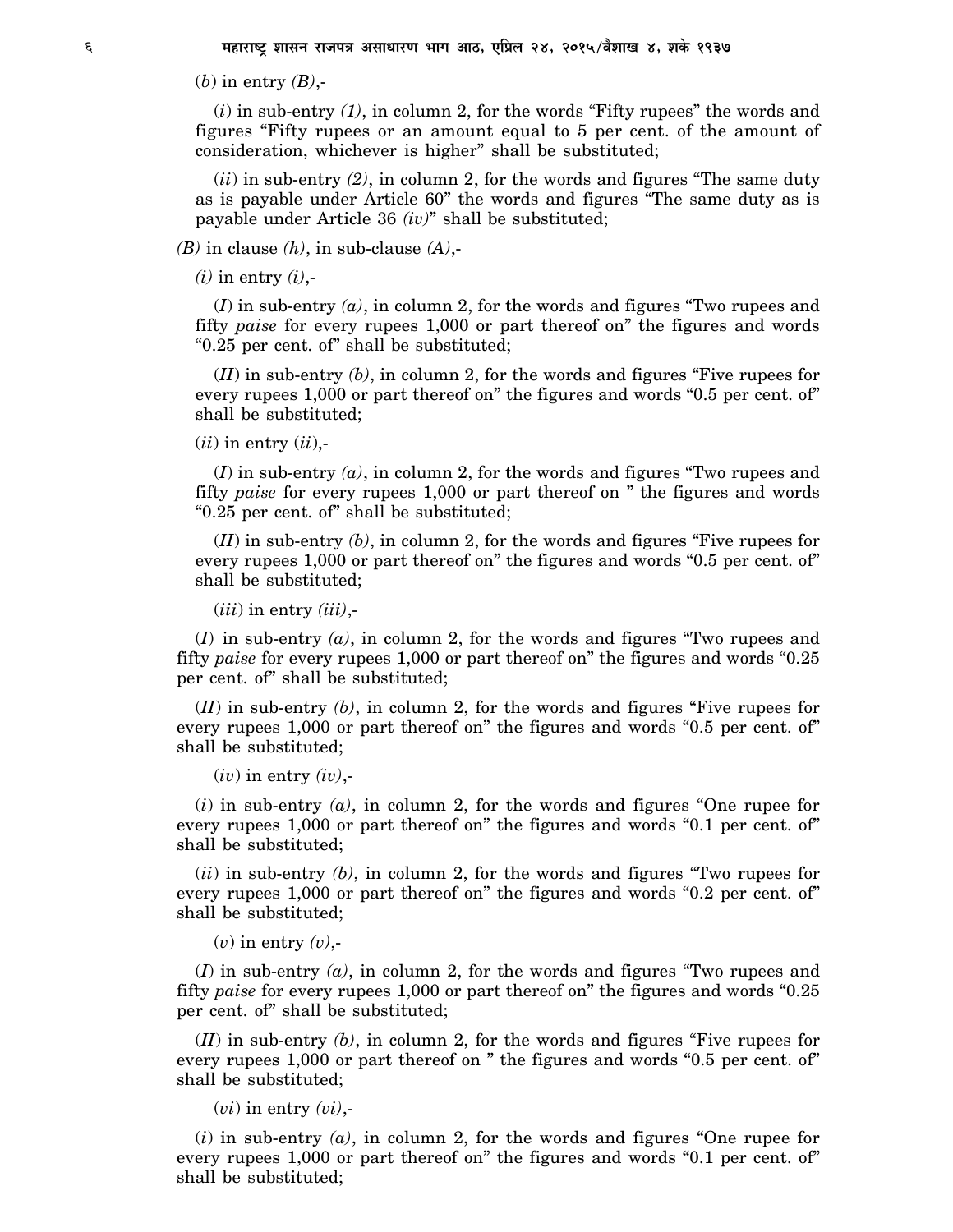(*b*) in entry *(B)*,-

(*i*) in sub-entry *(1)*, in column 2, for the words "Fifty rupees" the words and figures "Fifty rupees or an amount equal to 5 per cent. of the amount of consideration, whichever is higher" shall be substituted;

(*ii*) in sub-entry *(2)*, in column 2, for the words and figures "The same duty as is payable under Article 60" the words and figures "The same duty as is payable under Article 36 *(iv)*" shall be substituted;

*(B)* in clause *(h)*, in sub-clause *(A)*,-

*(i)* in entry *(i)*,-

(*I*) in sub-entry *(a)*, in column 2, for the words and figures "Two rupees and fifty *paise* for every rupees 1,000 or part thereof on" the figures and words "0.25 per cent. of" shall be substituted;

(*II*) in sub-entry *(b)*, in column 2, for the words and figures "Five rupees for every rupees 1,000 or part thereof on" the figures and words "0.5 per cent. of" shall be substituted;

(*ii*) in entry (*ii*),-

(*I*) in sub-entry *(a)*, in column 2, for the words and figures "Two rupees and fifty *paise* for every rupees 1,000 or part thereof on " the figures and words "0.25 per cent. of" shall be substituted;

(*II*) in sub-entry *(b)*, in column 2, for the words and figures "Five rupees for every rupees 1,000 or part thereof on" the figures and words "0.5 per cent. of" shall be substituted;

(*iii*) in entry *(iii)*,-

(*I*) in sub-entry *(a)*, in column 2, for the words and figures "Two rupees and fifty *paise* for every rupees 1,000 or part thereof on" the figures and words "0.25 per cent. of" shall be substituted;

(*II*) in sub-entry *(b)*, in column 2, for the words and figures "Five rupees for every rupees 1,000 or part thereof on" the figures and words "0.5 per cent. of" shall be substituted;

(*iv*) in entry *(iv)*,-

(*i*) in sub-entry *(a)*, in column 2, for the words and figures "One rupee for every rupees 1,000 or part thereof on" the figures and words "0.1 per cent. of" shall be substituted;

(*ii*) in sub-entry *(b)*, in column 2, for the words and figures "Two rupees for every rupees 1,000 or part thereof on" the figures and words "0.2 per cent. of" shall be substituted;

(*v*) in entry *(v)*,-

(*I*) in sub-entry *(a)*, in column 2, for the words and figures "Two rupees and fifty *paise* for every rupees 1,000 or part thereof on" the figures and words "0.25 per cent. of" shall be substituted;

(*II*) in sub-entry *(b)*, in column 2, for the words and figures "Five rupees for every rupees 1,000 or part thereof on " the figures and words "0.5 per cent. of" shall be substituted;

(*vi*) in entry *(vi)*,-

(*i*) in sub-entry *(a)*, in column 2, for the words and figures "One rupee for every rupees 1,000 or part thereof on" the figures and words "0.1 per cent. of" shall be substituted;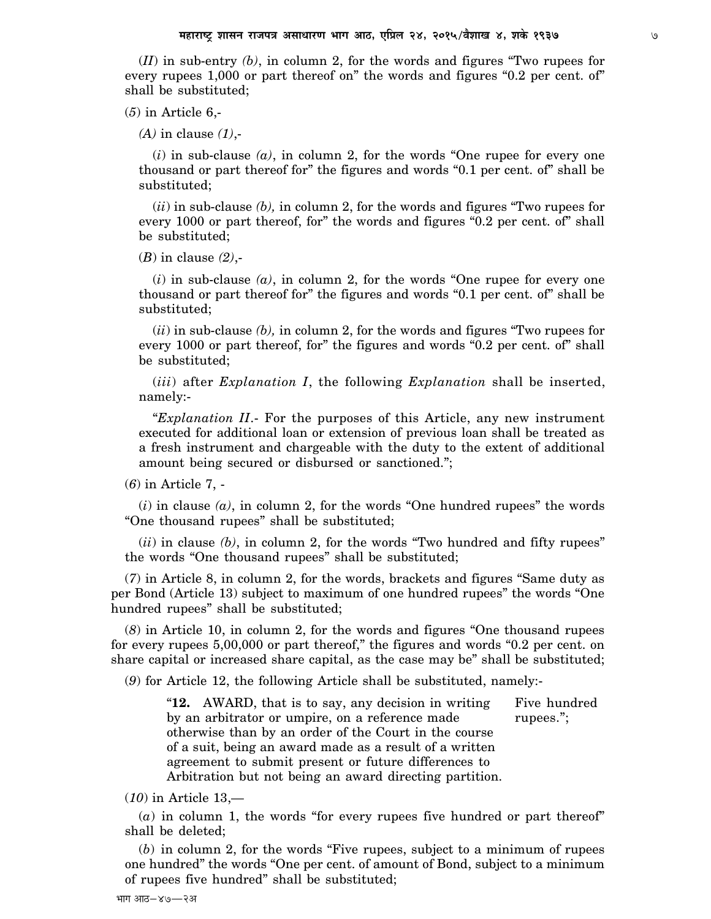(*II*) in sub-entry *(b)*, in column 2, for the words and figures "Two rupees for every rupees 1,000 or part thereof on" the words and figures "0.2 per cent. of" shall be substituted;

(*5*) in Article 6,-

(*A*) in clause *(1)*,-

(*i*) in sub-clause *(a)*, in column 2, for the words "One rupee for every one thousand or part thereof for" the figures and words "0.1 per cent. of" shall be substituted;

(*ii*) in sub-clause *(b)*, in column 2, for the words and figures "Two rupees for every 1000 or part thereof, for" the words and figures "0.2 per cent. of" shall be substituted;

(*B*) in clause *(2)*,-

(*i*) in sub-clause *(a)*, in column 2, for the words "One rupee for every one thousand or part thereof for" the figures and words "0.1 per cent. of" shall be substituted;

(*ii*) in sub-clause *(b)*, in column 2, for the words and figures "Two rupees for every 1000 or part thereof, for" the figures and words "0.2 per cent. of" shall be substituted;

(*iii*) after *Explanation I*, the following *Explanation* shall be inserted, namely:-

"*Explanation II*.- For the purposes of this Article, any new instrument executed for additional loan or extension of previous loan shall be treated as a fresh instrument and chargeable with the duty to the extent of additional amount being secured or disbursed or sanctioned.";

(*6*) in Article 7, -

(*i*) in clause *(a)*, in column 2, for the words "One hundred rupees" the words "One thousand rupees" shall be substituted;

(*ii*) in clause *(b)*, in column 2, for the words "Two hundred and fifty rupees" the words "One thousand rupees" shall be substituted;

(*7*) in Article 8, in column 2, for the words, brackets and figures "Same duty as per Bond (Article 13) subject to maximum of one hundred rupees" the words "One hundred rupees" shall be substituted;

(*8*) in Article 10, in column 2, for the words and figures "One thousand rupees for every rupees 5,00,000 or part thereof," the figures and words "0.2 per cent. on share capital or increased share capital, as the case may be" shall be substituted;

(*9*) for Article 12, the following Article shall be substituted, namely:-

| | |
|---|---|
| "**12.** AWARD, that is to say, any decision in writing by an arbitrator or umpire, on a reference made otherwise than by an order of the Court in the course of a suit, being an award made as a result of a written agreement to submit present or future differences to Arbitration but not being an award directing partition. | Five hundred rupees."; |

(*10*) in Article 13,—

(*a*) in column 1, the words "for every rupees five hundred or part thereof" shall be deleted;

(*b*) in column 2, for the words "Five rupees, subject to a minimum of rupees one hundred" the words "One per cent. of amount of Bond, subject to a minimum of rupees five hundred" shall be substituted;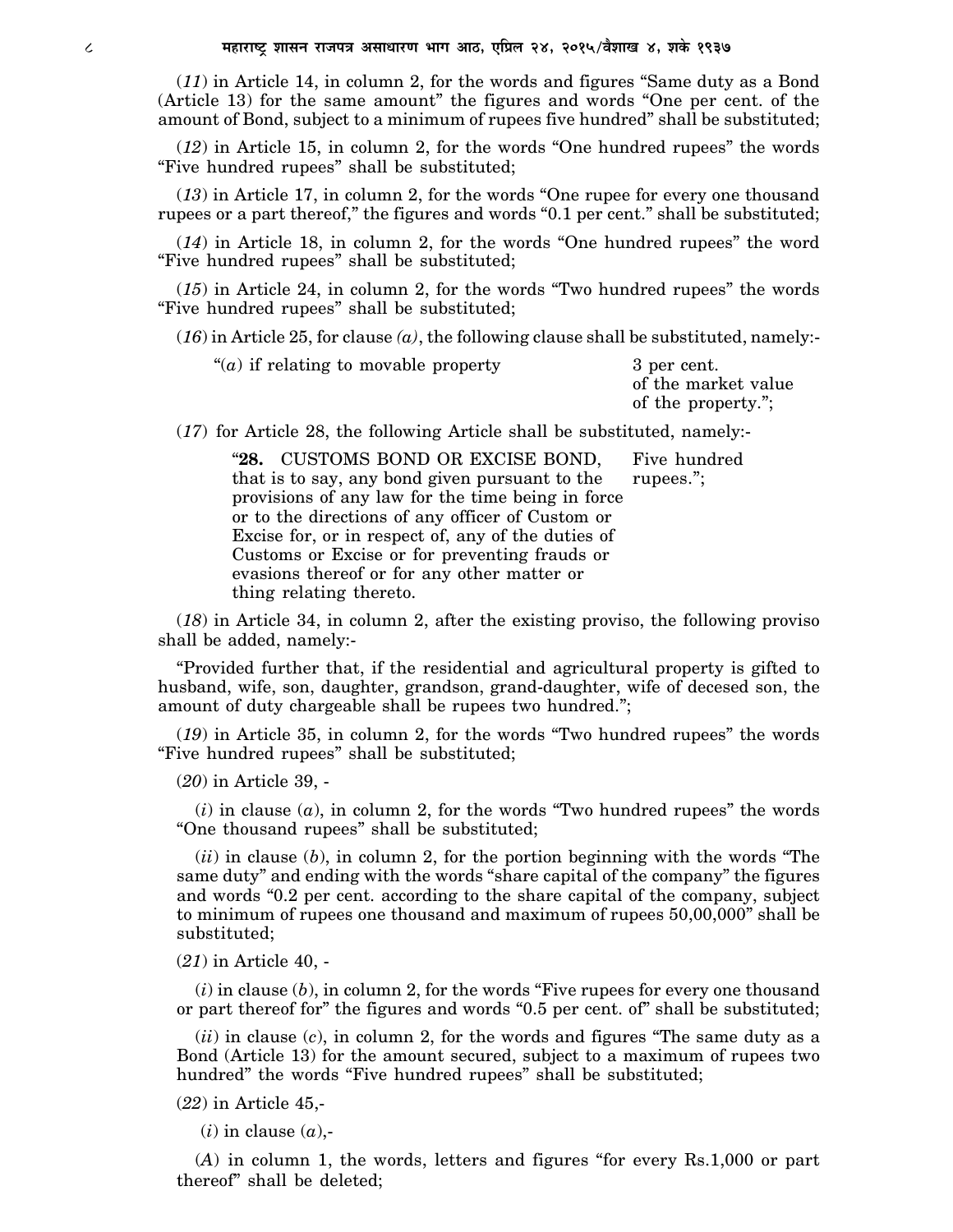(*11*) in Article 14, in column 2, for the words and figures "Same duty as a Bond (Article 13) for the same amount" the figures and words "One per cent. of the amount of Bond, subject to a minimum of rupees five hundred" shall be substituted;

(*12*) in Article 15, in column 2, for the words "One hundred rupees" the words "Five hundred rupees" shall be substituted;

(*13*) in Article 17, in column 2, for the words "One rupee for every one thousand rupees or a part thereof," the figures and words "0.1 per cent." shall be substituted;

(*14*) in Article 18, in column 2, for the words "One hundred rupees" the word "Five hundred rupees" shall be substituted;

(*15*) in Article 24, in column 2, for the words "Two hundred rupees" the words "Five hundred rupees" shall be substituted;

(*16*) in Article 25, for clause *(a)*, the following clause shall be substituted, namely:-

| | |
|---|---|
| "(*a*) if relating to movable property | 3 per cent. of the market value of the property."; |

(*17*) for Article 28, the following Article shall be substituted, namely:-

| | |
|---|---|
| "**28.** CUSTOMS BOND OR EXCISE BOND, that is to say, any bond given pursuant to the provisions of any law for the time being in force or to the directions of any officer of Custom or Excise for, or in respect of, any of the duties of Customs or Excise or for preventing frauds or evasions thereof or for any other matter or thing relating thereto. | Five hundred rupees."; |

(*18*) in Article 34, in column 2, after the existing proviso, the following proviso shall be added, namely:-

"Provided further that, if the residential and agricultural property is gifted to husband, wife, son, daughter, grandson, grand-daughter, wife of decesed son, the amount of duty chargeable shall be rupees two hundred.";

(*19*) in Article 35, in column 2, for the words "Two hundred rupees" the words "Five hundred rupees" shall be substituted;

(*20*) in Article 39, -

(*i*) in clause (*a*), in column 2, for the words "Two hundred rupees" the words "One thousand rupees" shall be substituted;

(*ii*) in clause (*b*), in column 2, for the portion beginning with the words "The same duty" and ending with the words "share capital of the company" the figures and words "0.2 per cent. according to the share capital of the company, subject to minimum of rupees one thousand and maximum of rupees 50,00,000" shall be substituted;

(*21*) in Article 40, -

(*i*) in clause (*b*), in column 2, for the words "Five rupees for every one thousand or part thereof for" the figures and words "0.5 per cent. of" shall be substituted;

(*ii*) in clause (*c*), in column 2, for the words and figures "The same duty as a Bond (Article 13) for the amount secured, subject to a maximum of rupees two hundred" the words "Five hundred rupees" shall be substituted;

(*22*) in Article 45,-

(*i*) in clause (*a*),-

(*A*) in column 1, the words, letters and figures "for every Rs.1,000 or part thereof" shall be deleted;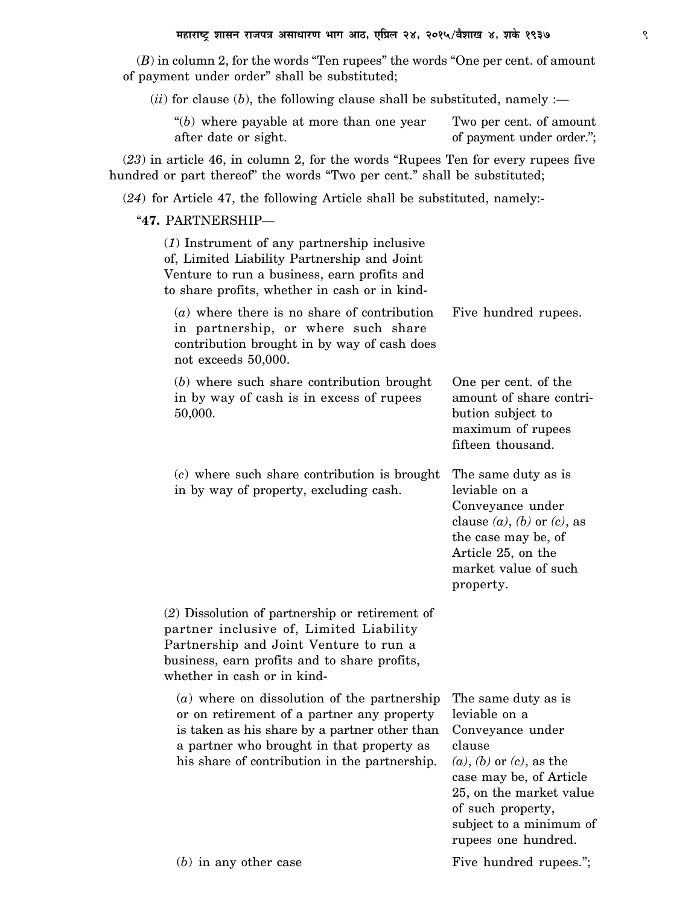(*B*) in column 2, for the words "Ten rupees" the words "One per cent. of amount of payment under order" shall be substituted;

(*ii*) for clause (*b*), the following clause shall be substituted, namely :—

| | |
|---|---|
| "(*b*) where payable at more than one year after date or sight. | Two per cent. of amount of payment under order."; |

(*23*) in article 46, in column 2, for the words "Rupees Ten for every rupees five hundred or part thereof" the words "Two per cent." shall be substituted;

(*24*) for Article 47, the following Article shall be substituted, namely:-

"**47.** PARTNERSHIP—

| | |
|---|---|
| (*1*) Instrument of any partnership inclusive of, Limited Liability Partnership and Joint Venture to run a business, earn profits and to share profits, whether in cash or in kind- | |
| (*a*) where there is no share of contribution in partnership, or where such share contribution brought in by way of cash does not exceeds 50,000. | Five hundred rupees. |
| (*b*) where such share contribution brought in by way of cash is in excess of rupees 50,000. | One per cent. of the amount of share contribution subject to maximum of rupees fifteen thousand. |
| (*c*) where such share contribution is brought in by way of property, excluding cash. | The same duty as is leviable on a Conveyance under clause *(a)*, *(b)* or *(c)*, as the case may be, of Article 25, on the market value of such property. |
| (*2*) Dissolution of partnership or retirement of partner inclusive of, Limited Liability Partnership and Joint Venture to run a business, earn profits and to share profits, whether in cash or in kind- | |
| (*a*) where on dissolution of the partnership or on retirement of a partner any property is taken as his share by a partner other than a partner who brought in that property as his share of contribution in the partnership. | The same duty as is leviable on a Conveyance under clause *(a)*, *(b)* or *(c)*, as the case may be, of Article 25, on the market value of such property, subject to a minimum of rupees one hundred. |
| (*b*) in any other case | Five hundred rupees."; |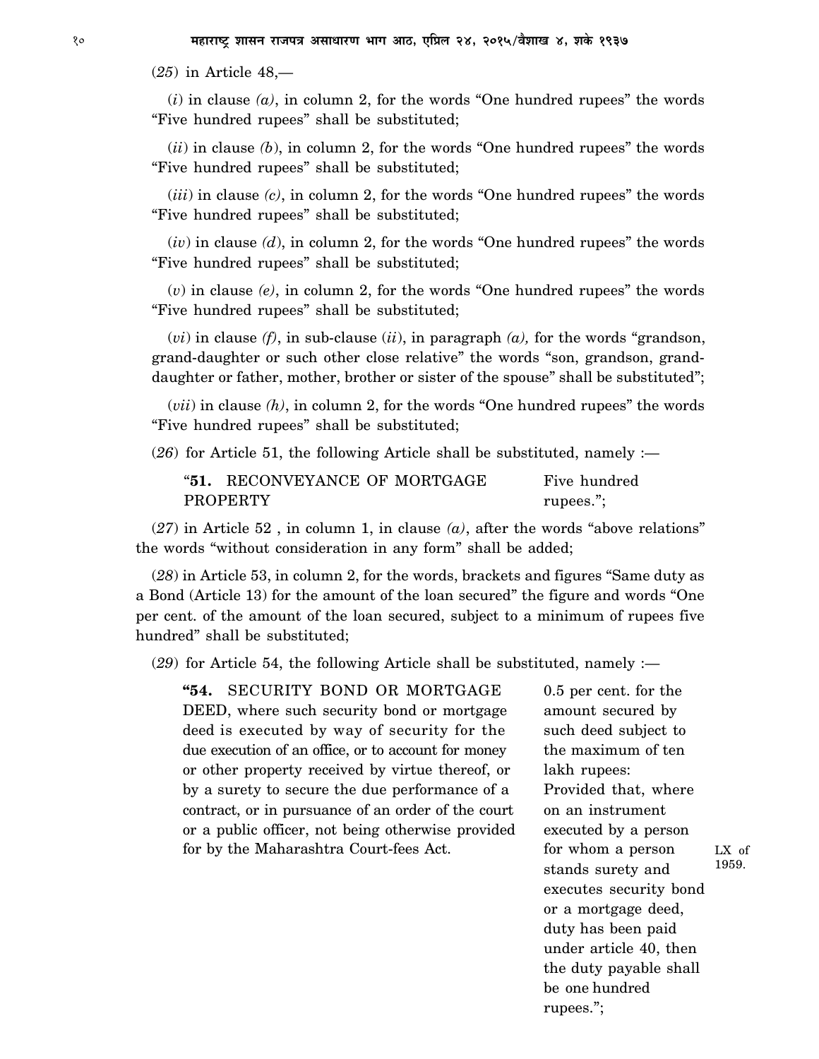(*25*) in Article 48,—

(*i*) in clause *(a)*, in column 2, for the words "One hundred rupees" the words "Five hundred rupees" shall be substituted;

(*ii*) in clause *(b)*, in column 2, for the words "One hundred rupees" the words "Five hundred rupees" shall be substituted;

(*iii*) in clause *(c)*, in column 2, for the words "One hundred rupees" the words "Five hundred rupees" shall be substituted;

(*iv*) in clause *(d)*, in column 2, for the words "One hundred rupees" the words "Five hundred rupees" shall be substituted;

(*v*) in clause *(e)*, in column 2, for the words "One hundred rupees" the words "Five hundred rupees" shall be substituted;

(*vi*) in clause *(f)*, in sub-clause (*ii*), in paragraph *(a),* for the words "grandson, grand-daughter or such other close relative" the words "son, grandson, grand-daughter or father, mother, brother or sister of the spouse" shall be substituted";

(*vii*) in clause *(h)*, in column 2, for the words "One hundred rupees" the words "Five hundred rupees" shall be substituted;

(*26*) for Article 51, the following Article shall be substituted, namely :—

| | |
|---|---|
| "**51.** RECONVEYANCE OF MORTGAGE PROPERTY | Five hundred rupees."; |

(*27*) in Article 52 , in column 1, in clause *(a)*, after the words "above relations" the words "without consideration in any form" shall be added;

(*28*) in Article 53, in column 2, for the words, brackets and figures "Same duty as a Bond (Article 13) for the amount of the loan secured" the figure and words "One per cent. of the amount of the loan secured, subject to a minimum of rupees five hundred" shall be substituted;

(*29*) for Article 54, the following Article shall be substituted, namely :—

| | | |
|---|---|---|
| "**54.** SECURITY BOND OR MORTGAGE DEED, where such security bond or mortgage deed is executed by way of security for the due execution of an office, or to account for money or other property received by virtue thereof, or by a surety to secure the due performance of a contract, or in pursuance of an order of the court or a public officer, not being otherwise provided for by the Maharashtra Court-fees Act. | 0.5 per cent. for the amount secured by such deed subject to the maximum of ten lakh rupees: Provided that, where on an instrument executed by a person for whom a person stands surety and executes security bond or a mortgage deed, duty has been paid under article 40, then the duty payable shall be one hundred rupees."; | LX of 1959. |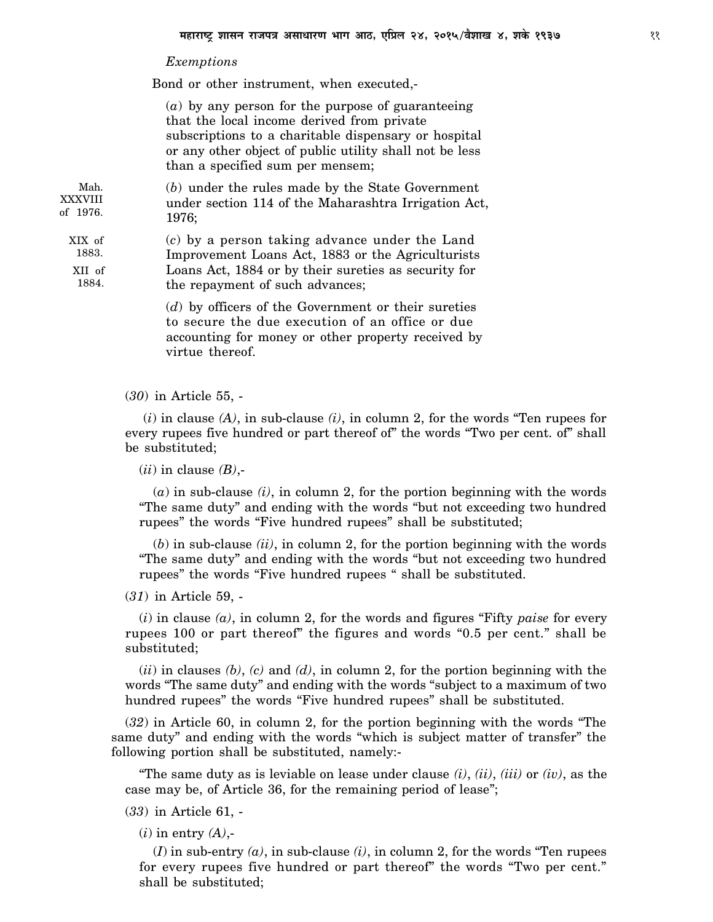*Exemptions*

Bond or other instrument, when executed,-

(*a*) by any person for the purpose of guaranteeing that the local income derived from private subscriptions to a charitable dispensary or hospital or any other object of public utility shall not be less than a specified sum per mensem;

Mah. XXXVIII of 1976.

(*b*) under the rules made by the State Government under section 114 of the Maharashtra Irrigation Act, 1976;

XIX of 1883.

XII of 1884.

(*c*) by a person taking advance under the Land Improvement Loans Act, 1883 or the Agriculturists Loans Act, 1884 or by their sureties as security for the repayment of such advances;

(*d*) by officers of the Government or their sureties to secure the due execution of an office or due accounting for money or other property received by virtue thereof.

(*30*) in Article 55, -

(*i*) in clause *(A)*, in sub-clause *(i)*, in column 2, for the words "Ten rupees for every rupees five hundred or part thereof of" the words "Two per cent. of" shall be substituted;

(*ii*) in clause *(B)*,-

(*a*) in sub-clause *(i)*, in column 2, for the portion beginning with the words "The same duty" and ending with the words "but not exceeding two hundred rupees" the words "Five hundred rupees" shall be substituted;

(*b*) in sub-clause *(ii)*, in column 2, for the portion beginning with the words "The same duty" and ending with the words "but not exceeding two hundred rupees" the words "Five hundred rupees " shall be substituted.

(*31*) in Article 59, -

(*i*) in clause *(a)*, in column 2, for the words and figures "Fifty *paise* for every rupees 100 or part thereof" the figures and words "0.5 per cent." shall be substituted;

(*ii*) in clauses *(b)*, *(c)* and *(d)*, in column 2, for the portion beginning with the words "The same duty" and ending with the words "subject to a maximum of two hundred rupees" the words "Five hundred rupees" shall be substituted.

(*32*) in Article 60, in column 2, for the portion beginning with the words "The same duty" and ending with the words "which is subject matter of transfer" the following portion shall be substituted, namely:-

"The same duty as is leviable on lease under clause *(i)*, *(ii)*, *(iii)* or *(iv)*, as the case may be, of Article 36, for the remaining period of lease";

(*33*) in Article 61, -

(*i*) in entry *(A)*,-

(*I*) in sub-entry *(a)*, in sub-clause *(i)*, in column 2, for the words "Ten rupees for every rupees five hundred or part thereof" the words "Two per cent." shall be substituted;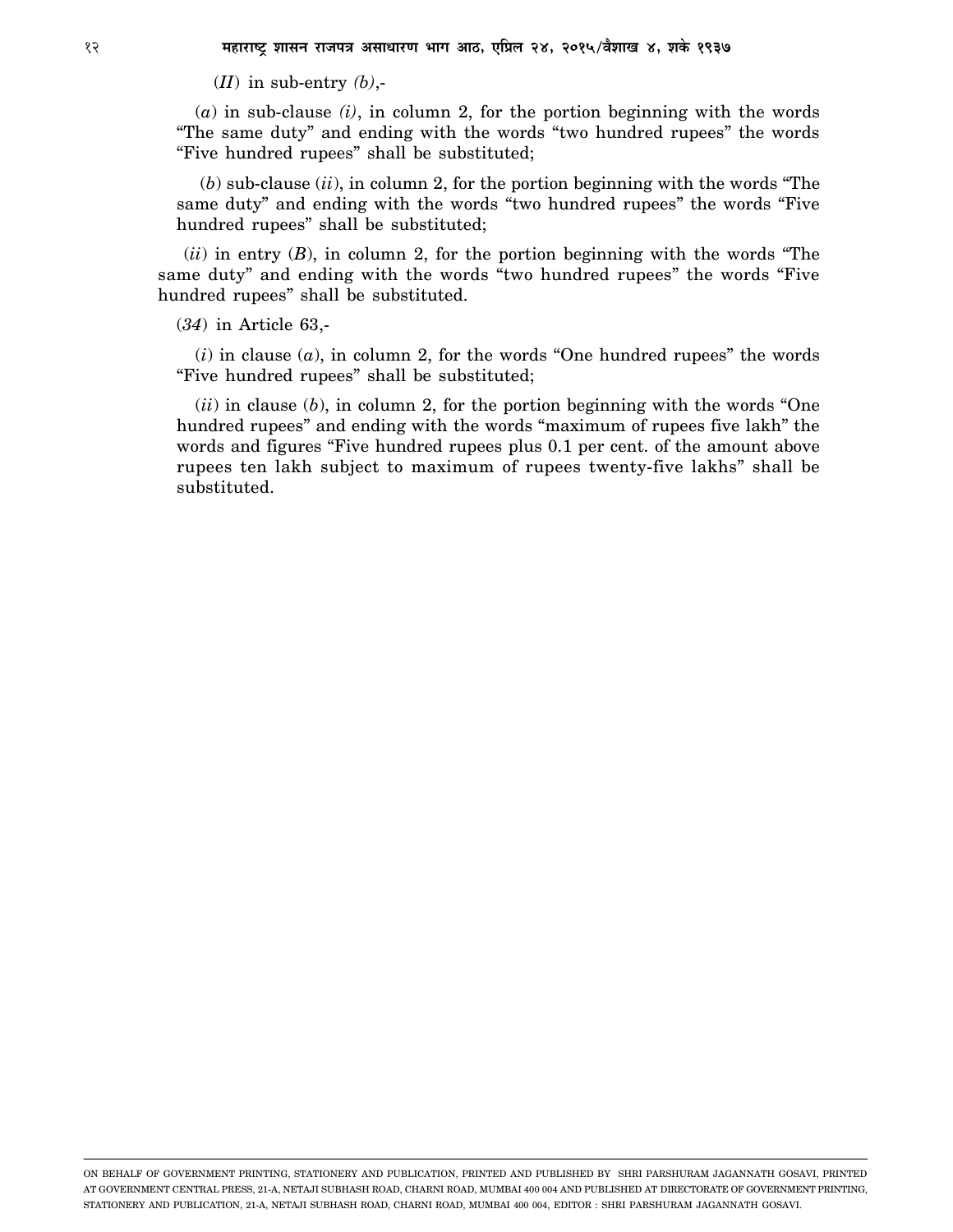(*II*) in sub-entry *(b)*,-

(*a*) in sub-clause *(i)*, in column 2, for the portion beginning with the words "The same duty" and ending with the words "two hundred rupees" the words "Five hundred rupees" shall be substituted;

(*b*) sub-clause (*ii*), in column 2, for the portion beginning with the words "The same duty" and ending with the words "two hundred rupees" the words "Five hundred rupees" shall be substituted;

(*ii*) in entry (*B*), in column 2, for the portion beginning with the words "The same duty" and ending with the words "two hundred rupees" the words "Five hundred rupees" shall be substituted.

(*34*) in Article 63,-

(*i*) in clause (*a*), in column 2, for the words "One hundred rupees" the words "Five hundred rupees" shall be substituted;

(*ii*) in clause (*b*), in column 2, for the portion beginning with the words "One hundred rupees" and ending with the words "maximum of rupees five lakh" the words and figures "Five hundred rupees plus 0.1 per cent. of the amount above rupees ten lakh subject to maximum of rupees twenty-five lakhs" shall be substituted.

ON BEHALF OF GOVERNMENT PRINTING, STATIONERY AND PUBLICATION, PRINTED AND PUBLISHED BY SHRI PARSHURAM JAGANNATH GOSAVI, PRINTED AT GOVERNMENT CENTRAL PRESS, 21-A, NETAJI SUBHASH ROAD, CHARNI ROAD, MUMBAI 400 004 AND PUBLISHED AT DIRECTORATE OF GOVERNMENT PRINTING, STATIONERY AND PUBLICATION, 21-A, NETAJI SUBHASH ROAD, CHARNI ROAD, MUMBAI 400 004, EDITOR : SHRI PARSHURAM JAGANNATH GOSAVI.